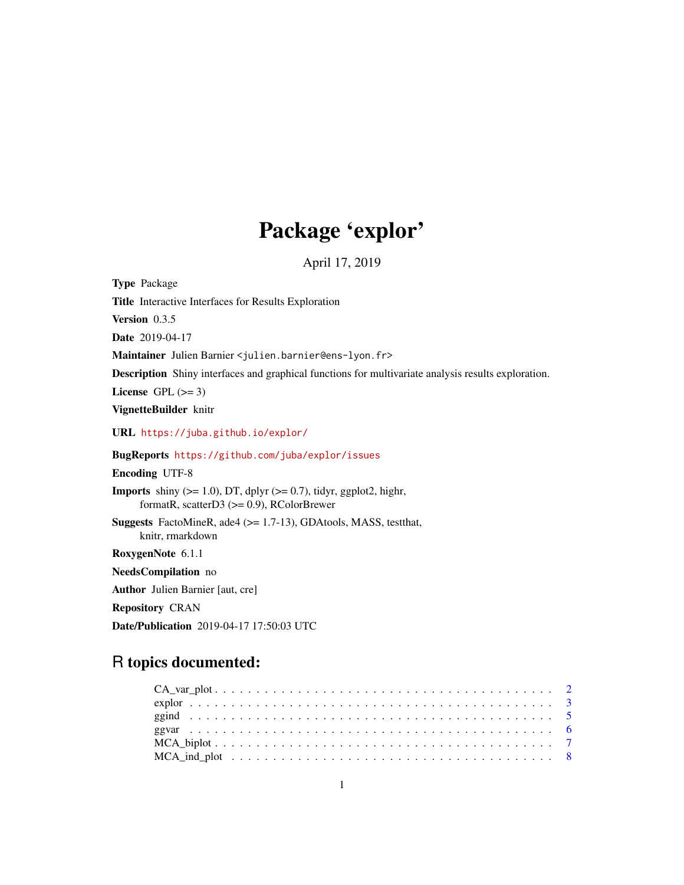# Package 'explor'

April 17, 2019

**Type** Package

**Title** Interactive Interfaces for Results Exploration

**Version** 0.3.5

**Date** 2019-04-17

**Maintainer** Julien Barnier <julien.barnier@ens-lyon.fr>

**Description** Shiny interfaces and graphical functions for multivariate analysis results exploration.

**License** GPL (>= 3)

**VignetteBuilder** knitr

**URL** https://juba.github.io/explor/

**BugReports** https://github.com/juba/explor/issues

**Encoding** UTF-8

**Imports** shiny (>= 1.0), DT, dplyr (>= 0.7), tidyr, ggplot2, highr, formatR, scatterD3 (>= 0.9), RColorBrewer

**Suggests** FactoMineR, ade4 (>= 1.7-13), GDAtools, MASS, testthat, knitr, rmarkdown

**RoxygenNote** 6.1.1

**NeedsCompilation** no

**Author** Julien Barnier [aut, cre]

**Repository** CRAN

**Date/Publication** 2019-04-17 17:50:03 UTC

## R topics documented:

| | |
|---|---|
| CA_var_plot | 2 |
| explor | 3 |
| ggind | 5 |
| ggvar | 6 |
| MCA_biplot | 7 |
| MCA_ind_plot | 8 |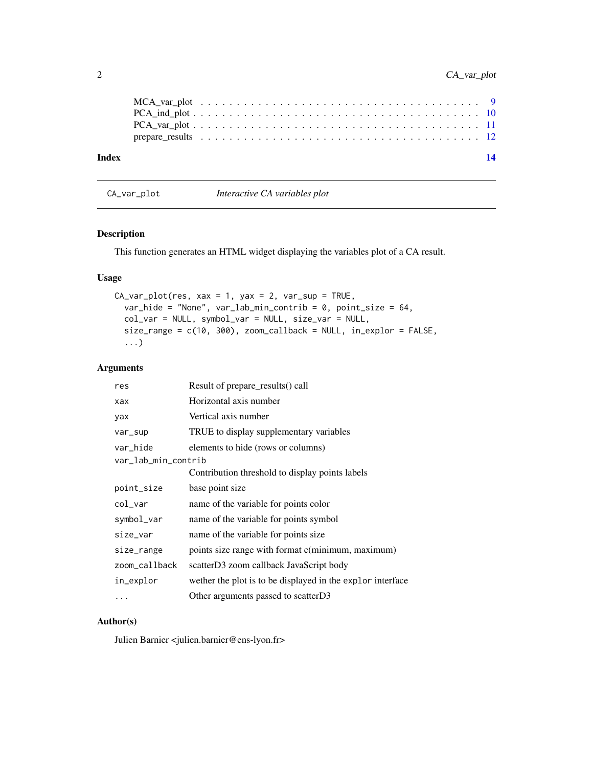MCA_var_plot . . . . . . . . . . . . . . . . . . . . . . . . . . . . . . . . . . . . 9
PCA_ind_plot . . . . . . . . . . . . . . . . . . . . . . . . . . . . . . . . . . . . 10
PCA_var_plot . . . . . . . . . . . . . . . . . . . . . . . . . . . . . . . . . . . . 11
prepare_results . . . . . . . . . . . . . . . . . . . . . . . . . . . . . . . . . . . 12

**Index** **14**

---

`CA_var_plot` *Interactive CA variables plot*

---

## Description

This function generates an HTML widget displaying the variables plot of a CA result.

## Usage

```
CA_var_plot(res, xax = 1, yax = 2, var_sup = TRUE,
  var_hide = "None", var_lab_min_contrib = 0, point_size = 64,
  col_var = NULL, symbol_var = NULL, size_var = NULL,
  size_range = c(10, 300), zoom_callback = NULL, in_explor = FALSE,
  ...)
```

## Arguments

| | |
|---|---|
| `res` | Result of prepare_results() call |
| `xax` | Horizontal axis number |
| `yax` | Vertical axis number |
| `var_sup` | TRUE to display supplementary variables |
| `var_hide` | elements to hide (rows or columns) |
| `var_lab_min_contrib` | Contribution threshold to display points labels |
| `point_size` | base point size |
| `col_var` | name of the variable for points color |
| `symbol_var` | name of the variable for points symbol |
| `size_var` | name of the variable for points size |
| `size_range` | points size range with format c(minimum, maximum) |
| `zoom_callback` | scatterD3 zoom callback JavaScript body |
| `in_explor` | wether the plot is to be displayed in the `explor` interface |
| `...` | Other arguments passed to scatterD3 |

## Author(s)

Julien Barnier <julien.barnier@ens-lyon.fr>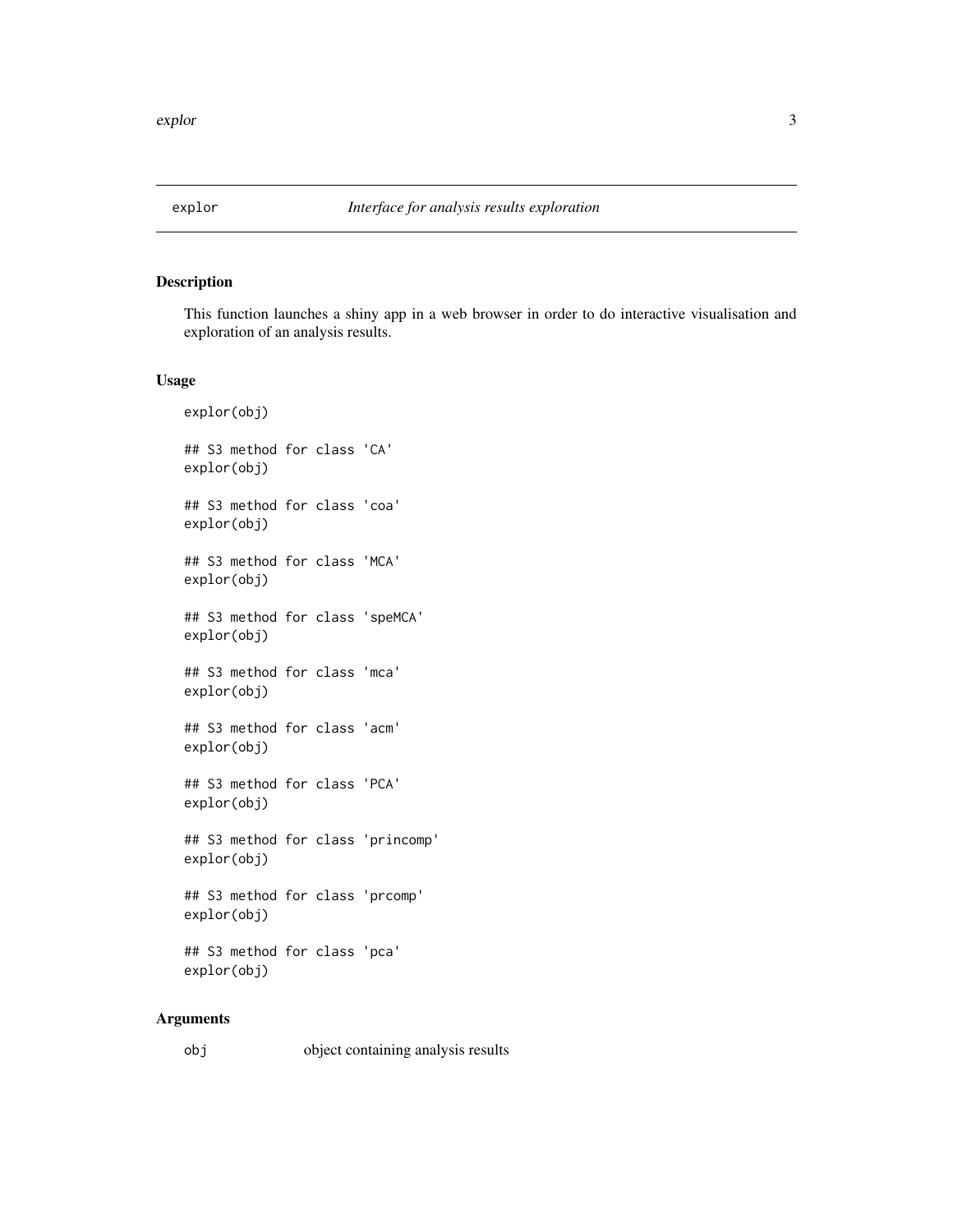# explor *Interface for analysis results exploration*

## Description

This function launches a shiny app in a web browser in order to do interactive visualisation and exploration of an analysis results.

## Usage

```
explor(obj)

## S3 method for class 'CA'
explor(obj)

## S3 method for class 'coa'
explor(obj)

## S3 method for class 'MCA'
explor(obj)

## S3 method for class 'speMCA'
explor(obj)

## S3 method for class 'mca'
explor(obj)

## S3 method for class 'acm'
explor(obj)

## S3 method for class 'PCA'
explor(obj)

## S3 method for class 'princomp'
explor(obj)

## S3 method for class 'prcomp'
explor(obj)

## S3 method for class 'pca'
explor(obj)
```

## Arguments

| | |
|---|---|
| obj | object containing analysis results |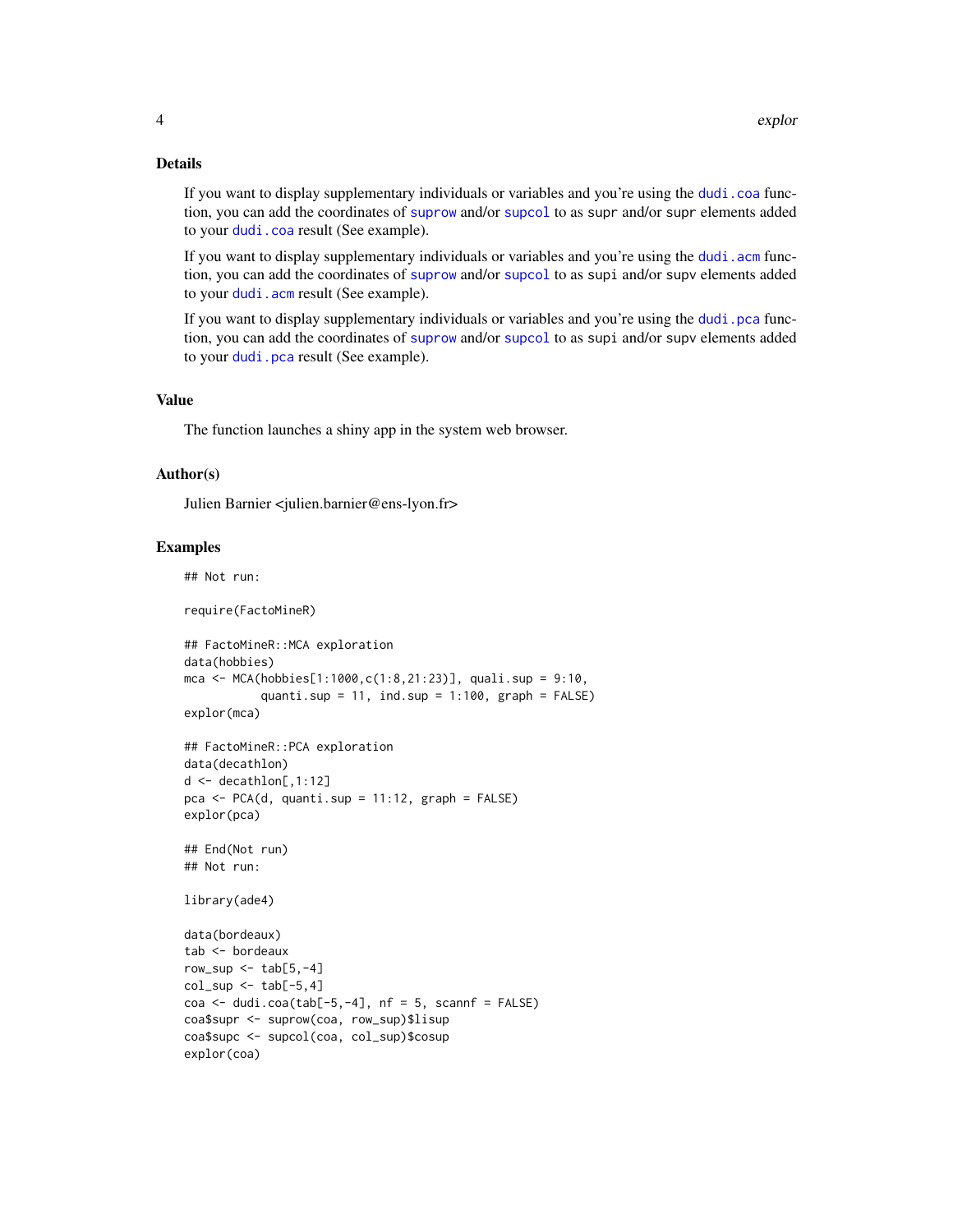## Details

If you want to display supplementary individuals or variables and you're using the `dudi.coa` function, you can add the coordinates of `suprow` and/or `supcol` to as `supr` and/or `supr` elements added to your `dudi.coa` result (See example).

If you want to display supplementary individuals or variables and you're using the `dudi.acm` function, you can add the coordinates of `suprow` and/or `supcol` to as `supi` and/or `supv` elements added to your `dudi.acm` result (See example).

If you want to display supplementary individuals or variables and you're using the `dudi.pca` function, you can add the coordinates of `suprow` and/or `supcol` to as `supi` and/or `supv` elements added to your `dudi.pca` result (See example).

## Value

The function launches a shiny app in the system web browser.

## Author(s)

Julien Barnier <julien.barnier@ens-lyon.fr>

## Examples

```
## Not run:

require(FactoMineR)

## FactoMineR::MCA exploration
data(hobbies)
mca <- MCA(hobbies[1:1000,c(1:8,21:23)], quali.sup = 9:10,
           quanti.sup = 11, ind.sup = 1:100, graph = FALSE)
explor(mca)

## FactoMineR::PCA exploration
data(decathlon)
d <- decathlon[,1:12]
pca <- PCA(d, quanti.sup = 11:12, graph = FALSE)
explor(pca)

## End(Not run)
## Not run:

library(ade4)

data(bordeaux)
tab <- bordeaux
row_sup <- tab[5,-4]
col_sup <- tab[-5,4]
coa <- dudi.coa(tab[-5,-4], nf = 5, scannf = FALSE)
coa$supr <- suprow(coa, row_sup)$lisup
coa$supc <- supcol(coa, col_sup)$cosup
explor(coa)
```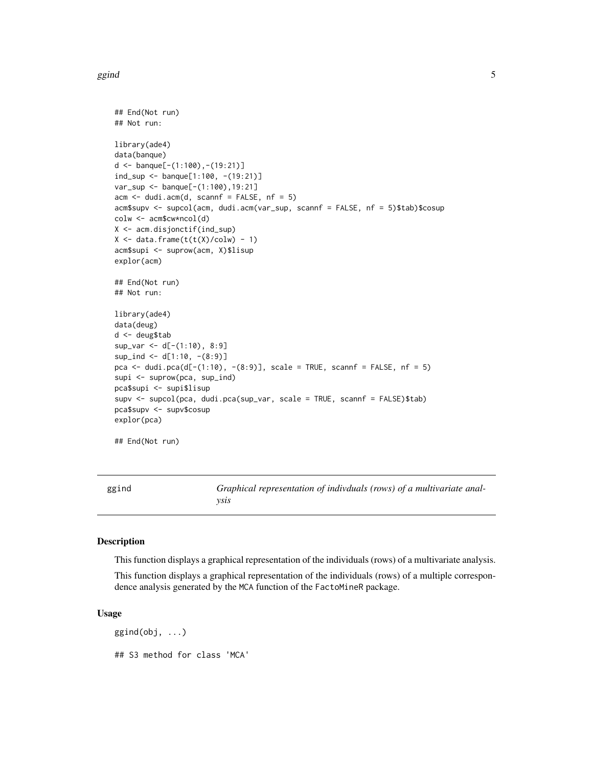```
## End(Not run)
## Not run:

library(ade4)
data(banque)
d <- banque[-(1:100),-(19:21)]
ind_sup <- banque[1:100, -(19:21)]
var_sup <- banque[-(1:100),19:21]
acm <- dudi.acm(d, scannf = FALSE, nf = 5)
acm$supv <- supcol(acm, dudi.acm(var_sup, scannf = FALSE, nf = 5)$tab)$cosup
colw <- acm$cw*ncol(d)
X <- acm.disjonctif(ind_sup)
X <- data.frame(t(t(X)/colw) - 1)
acm$supi <- suprow(acm, X)$lisup
explor(acm)

## End(Not run)
## Not run:

library(ade4)
data(deug)
d <- deug$tab
sup_var <- d[-(1:10), 8:9]
sup_ind <- d[1:10, -(8:9)]
pca <- dudi.pca(d[-(1:10), -(8:9)], scale = TRUE, scannf = FALSE, nf = 5)
supi <- suprow(pca, sup_ind)
pca$supi <- supi$lisup
supv <- supcol(pca, dudi.pca(sup_var, scale = TRUE, scannf = FALSE)$tab)
pca$supv <- supv$cosup
explor(pca)

## End(Not run)
```

---

## ggind — *Graphical representation of indivduals (rows) of a multivariate analysis*

### Description

This function displays a graphical representation of the individuals (rows) of a multivariate analysis.

This function displays a graphical representation of the individuals (rows) of a multiple correspondence analysis generated by the `MCA` function of the `FactoMineR` package.

### Usage

```
ggind(obj, ...)

## S3 method for class 'MCA'
```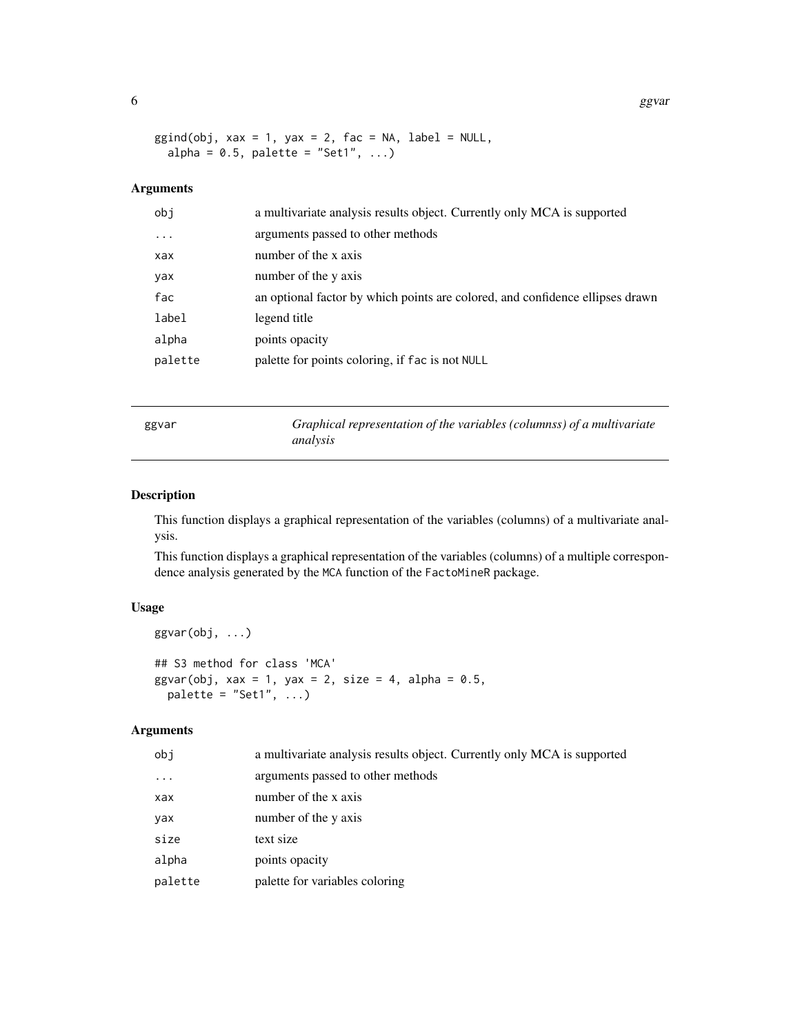```
ggind(obj, xax = 1, yax = 2, fac = NA, label = NULL,
  alpha = 0.5, palette = "Set1", ...)
```

### Arguments

| | |
|---|---|
| obj | a multivariate analysis results object. Currently only MCA is supported |
| ... | arguments passed to other methods |
| xax | number of the x axis |
| yax | number of the y axis |
| fac | an optional factor by which points are colored, and confidence ellipses drawn |
| label | legend title |
| alpha | points opacity |
| palette | palette for points coloring, if fac is not NULL |

## ggvar — *Graphical representation of the variables (columnss) of a multivariate analysis*

### Description

This function displays a graphical representation of the variables (columns) of a multivariate analysis.

This function displays a graphical representation of the variables (columns) of a multiple correspondence analysis generated by the MCA function of the FactoMineR package.

### Usage

```
ggvar(obj, ...)

## S3 method for class 'MCA'
ggvar(obj, xax = 1, yax = 2, size = 4, alpha = 0.5,
  palette = "Set1", ...)
```

### Arguments

| | |
|---|---|
| obj | a multivariate analysis results object. Currently only MCA is supported |
| ... | arguments passed to other methods |
| xax | number of the x axis |
| yax | number of the y axis |
| size | text size |
| alpha | points opacity |
| palette | palette for variables coloring |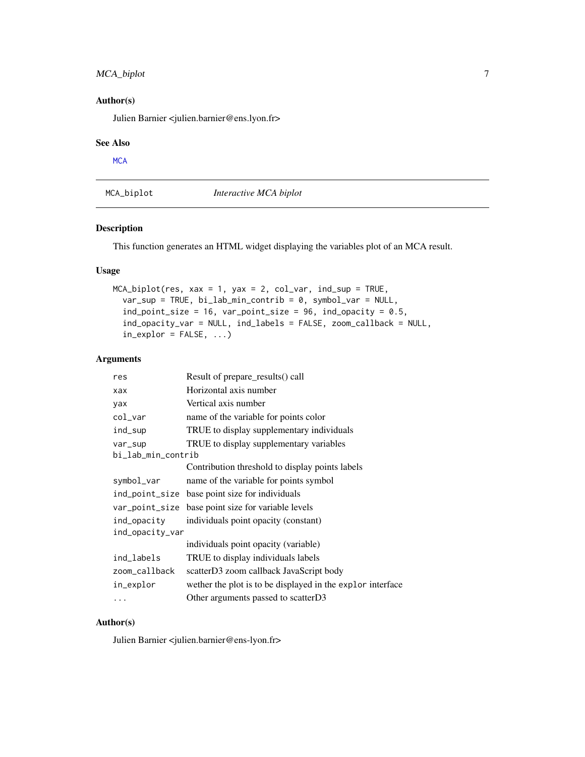## Author(s)

Julien Barnier <julien.barnier@ens.lyon.fr>

## See Also

MCA

---

# MCA_biplot    *Interactive MCA biplot*

---

## Description

This function generates an HTML widget displaying the variables plot of an MCA result.

## Usage

```
MCA_biplot(res, xax = 1, yax = 2, col_var, ind_sup = TRUE,
  var_sup = TRUE, bi_lab_min_contrib = 0, symbol_var = NULL,
  ind_point_size = 16, var_point_size = 96, ind_opacity = 0.5,
  ind_opacity_var = NULL, ind_labels = FALSE, zoom_callback = NULL,
  in_explor = FALSE, ...)
```

## Arguments

| | |
|---|---|
| `res` | Result of prepare_results() call |
| `xax` | Horizontal axis number |
| `yax` | Vertical axis number |
| `col_var` | name of the variable for points color |
| `ind_sup` | TRUE to display supplementary individuals |
| `var_sup` | TRUE to display supplementary variables |
| `bi_lab_min_contrib` | Contribution threshold to display points labels |
| `symbol_var` | name of the variable for points symbol |
| `ind_point_size` | base point size for individuals |
| `var_point_size` | base point size for variable levels |
| `ind_opacity` | individuals point opacity (constant) |
| `ind_opacity_var` | individuals point opacity (variable) |
| `ind_labels` | TRUE to display individuals labels |
| `zoom_callback` | scatterD3 zoom callback JavaScript body |
| `in_explor` | wether the plot is to be displayed in the `explor` interface |
| `...` | Other arguments passed to scatterD3 |

## Author(s)

Julien Barnier <julien.barnier@ens-lyon.fr>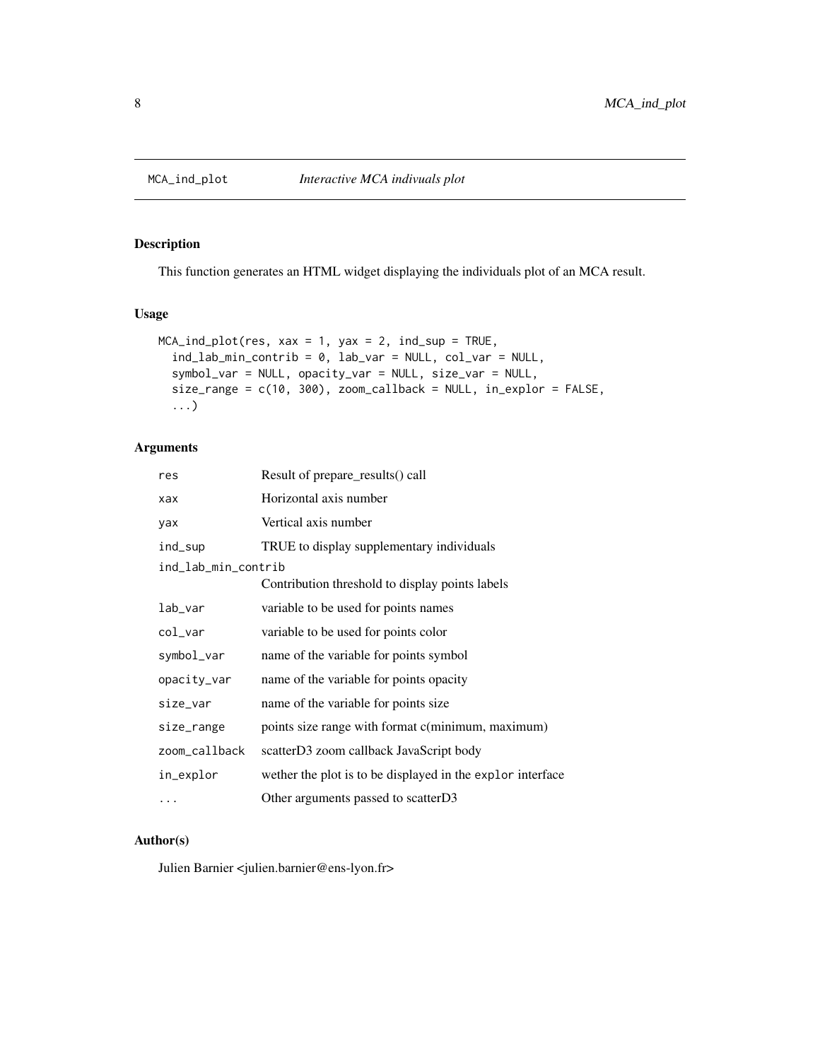## MCA_ind_plot — *Interactive MCA indivuals plot*

### Description

This function generates an HTML widget displaying the individuals plot of an MCA result.

### Usage

```
MCA_ind_plot(res, xax = 1, yax = 2, ind_sup = TRUE,
  ind_lab_min_contrib = 0, lab_var = NULL, col_var = NULL,
  symbol_var = NULL, opacity_var = NULL, size_var = NULL,
  size_range = c(10, 300), zoom_callback = NULL, in_explor = FALSE,
  ...)
```

### Arguments

| Argument | Description |
| --- | --- |
| `res` | Result of prepare_results() call |
| `xax` | Horizontal axis number |
| `yax` | Vertical axis number |
| `ind_sup` | TRUE to display supplementary individuals |
| `ind_lab_min_contrib` | Contribution threshold to display points labels |
| `lab_var` | variable to be used for points names |
| `col_var` | variable to be used for points color |
| `symbol_var` | name of the variable for points symbol |
| `opacity_var` | name of the variable for points opacity |
| `size_var` | name of the variable for points size |
| `size_range` | points size range with format c(minimum, maximum) |
| `zoom_callback` | scatterD3 zoom callback JavaScript body |
| `in_explor` | wether the plot is to be displayed in the `explor` interface |
| `...` | Other arguments passed to scatterD3 |

### Author(s)

Julien Barnier <julien.barnier@ens-lyon.fr>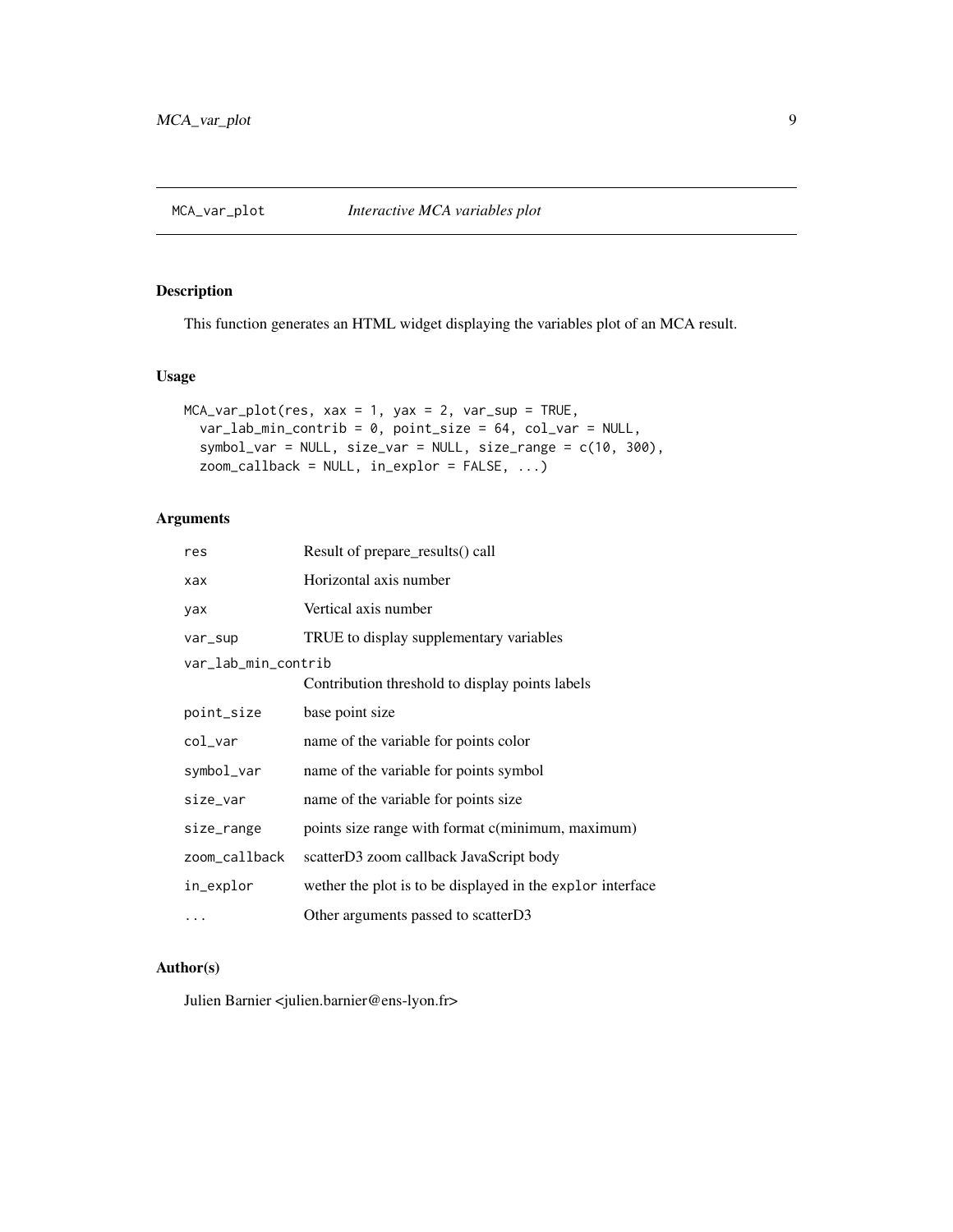## MCA_var_plot *Interactive MCA variables plot*

### Description

This function generates an HTML widget displaying the variables plot of an MCA result.

### Usage

```
MCA_var_plot(res, xax = 1, yax = 2, var_sup = TRUE,
  var_lab_min_contrib = 0, point_size = 64, col_var = NULL,
  symbol_var = NULL, size_var = NULL, size_range = c(10, 300),
  zoom_callback = NULL, in_explor = FALSE, ...)
```

### Arguments

| | |
|---|---|
| `res` | Result of prepare_results() call |
| `xax` | Horizontal axis number |
| `yax` | Vertical axis number |
| `var_sup` | TRUE to display supplementary variables |
| `var_lab_min_contrib` | Contribution threshold to display points labels |
| `point_size` | base point size |
| `col_var` | name of the variable for points color |
| `symbol_var` | name of the variable for points symbol |
| `size_var` | name of the variable for points size |
| `size_range` | points size range with format c(minimum, maximum) |
| `zoom_callback` | scatterD3 zoom callback JavaScript body |
| `in_explor` | wether the plot is to be displayed in the `explor` interface |
| `...` | Other arguments passed to scatterD3 |

### Author(s)

Julien Barnier <julien.barnier@ens-lyon.fr>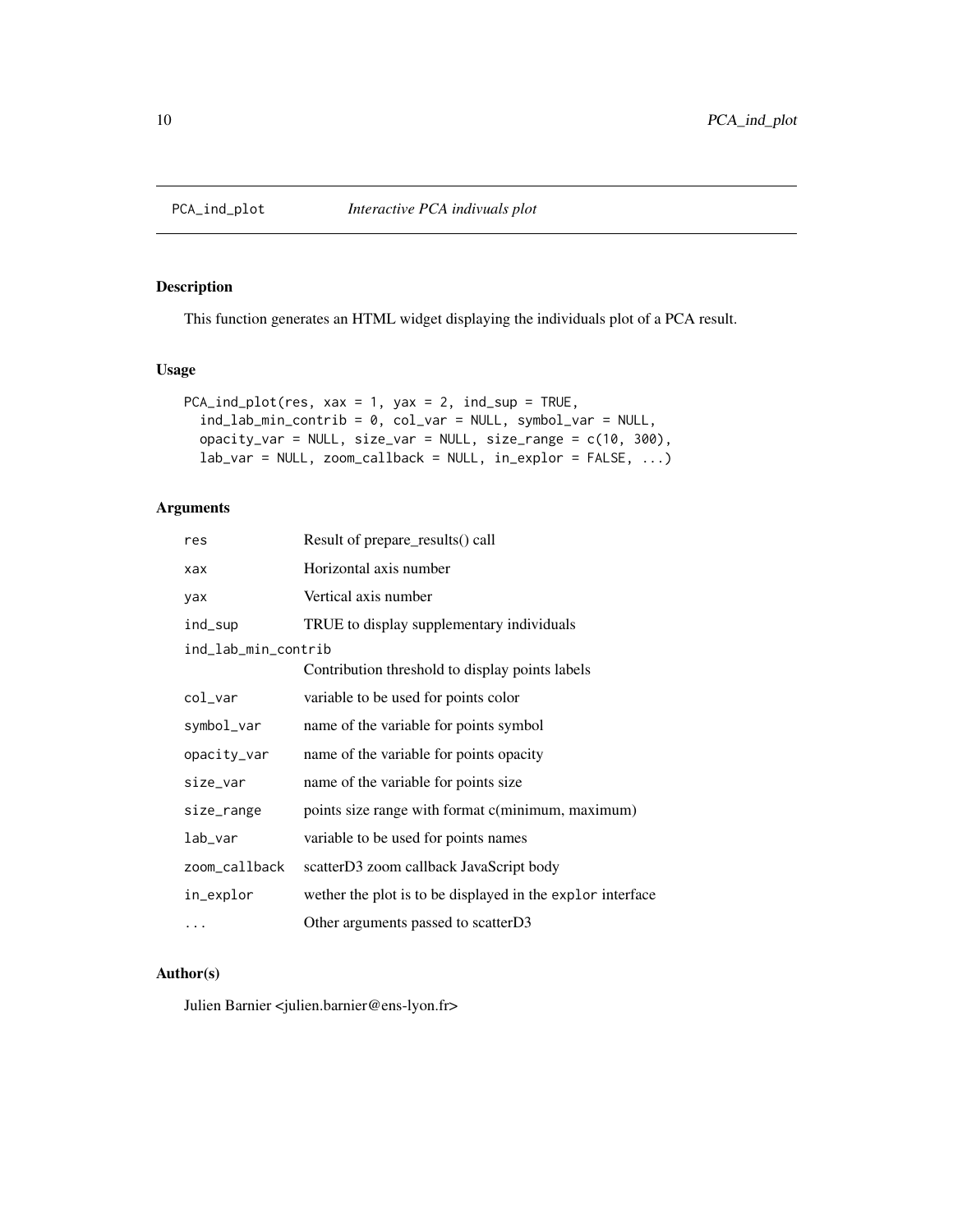# PCA_ind_plot — *Interactive PCA indivuals plot*

## Description

This function generates an HTML widget displaying the individuals plot of a PCA result.

## Usage

```
PCA_ind_plot(res, xax = 1, yax = 2, ind_sup = TRUE,
  ind_lab_min_contrib = 0, col_var = NULL, symbol_var = NULL,
  opacity_var = NULL, size_var = NULL, size_range = c(10, 300),
  lab_var = NULL, zoom_callback = NULL, in_explor = FALSE, ...)
```

## Arguments

| Argument | Description |
|---|---|
| `res` | Result of prepare_results() call |
| `xax` | Horizontal axis number |
| `yax` | Vertical axis number |
| `ind_sup` | TRUE to display supplementary individuals |
| `ind_lab_min_contrib` | Contribution threshold to display points labels |
| `col_var` | variable to be used for points color |
| `symbol_var` | name of the variable for points symbol |
| `opacity_var` | name of the variable for points opacity |
| `size_var` | name of the variable for points size |
| `size_range` | points size range with format c(minimum, maximum) |
| `lab_var` | variable to be used for points names |
| `zoom_callback` | scatterD3 zoom callback JavaScript body |
| `in_explor` | wether the plot is to be displayed in the `explor` interface |
| `...` | Other arguments passed to scatterD3 |

## Author(s)

Julien Barnier <julien.barnier@ens-lyon.fr>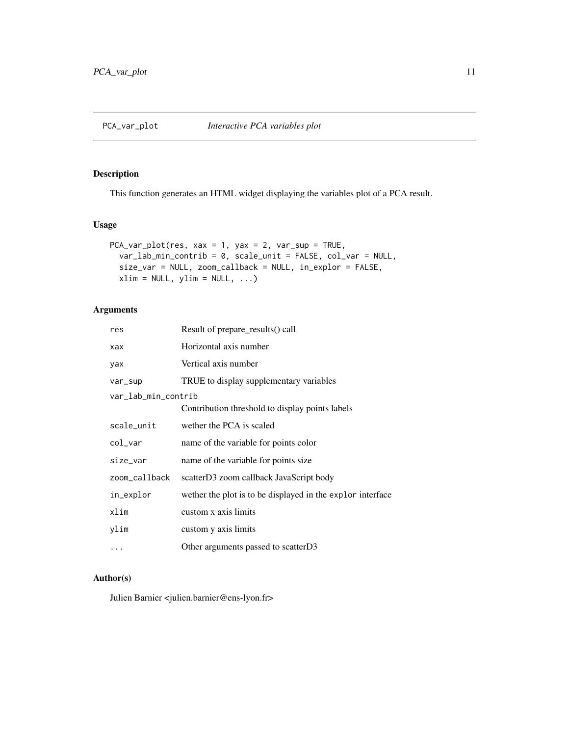# PCA_var_plot — *Interactive PCA variables plot*

## Description

This function generates an HTML widget displaying the variables plot of a PCA result.

## Usage

```
PCA_var_plot(res, xax = 1, yax = 2, var_sup = TRUE,
  var_lab_min_contrib = 0, scale_unit = FALSE, col_var = NULL,
  size_var = NULL, zoom_callback = NULL, in_explor = FALSE,
  xlim = NULL, ylim = NULL, ...)
```

## Arguments

| Argument | Description |
|---|---|
| `res` | Result of prepare_results() call |
| `xax` | Horizontal axis number |
| `yax` | Vertical axis number |
| `var_sup` | TRUE to display supplementary variables |
| `var_lab_min_contrib` | Contribution threshold to display points labels |
| `scale_unit` | wether the PCA is scaled |
| `col_var` | name of the variable for points color |
| `size_var` | name of the variable for points size |
| `zoom_callback` | scatterD3 zoom callback JavaScript body |
| `in_explor` | wether the plot is to be displayed in the `explor` interface |
| `xlim` | custom x axis limits |
| `ylim` | custom y axis limits |
| `...` | Other arguments passed to scatterD3 |

## Author(s)

Julien Barnier <julien.barnier@ens-lyon.fr>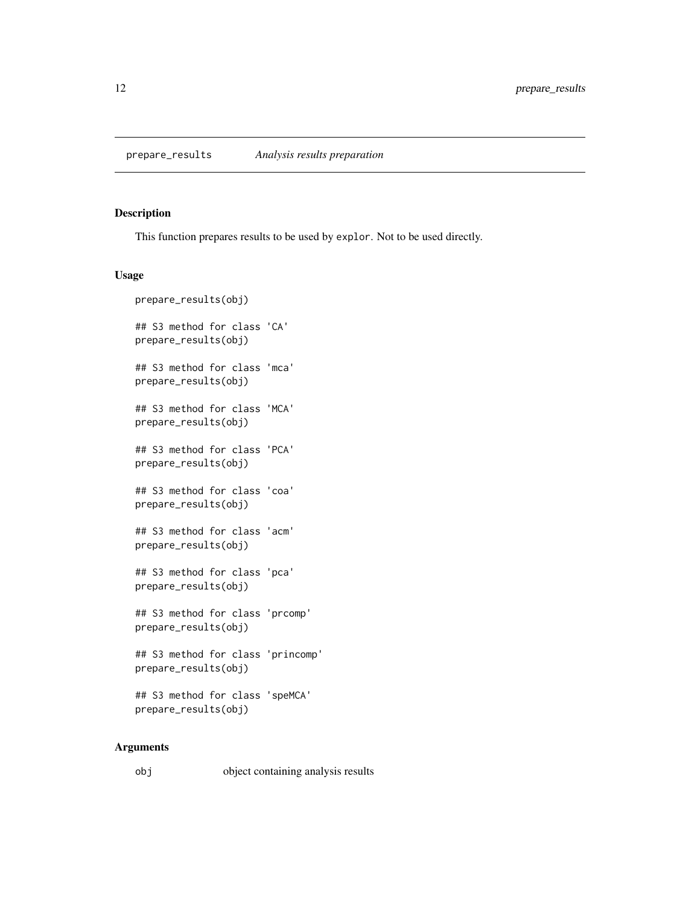## prepare_results    *Analysis results preparation*

### Description

This function prepares results to be used by explor. Not to be used directly.

### Usage

```
prepare_results(obj)

## S3 method for class 'CA'
prepare_results(obj)

## S3 method for class 'mca'
prepare_results(obj)

## S3 method for class 'MCA'
prepare_results(obj)

## S3 method for class 'PCA'
prepare_results(obj)

## S3 method for class 'coa'
prepare_results(obj)

## S3 method for class 'acm'
prepare_results(obj)

## S3 method for class 'pca'
prepare_results(obj)

## S3 method for class 'prcomp'
prepare_results(obj)

## S3 method for class 'princomp'
prepare_results(obj)

## S3 method for class 'speMCA'
prepare_results(obj)
```

### Arguments

| | |
|---|---|
| obj | object containing analysis results |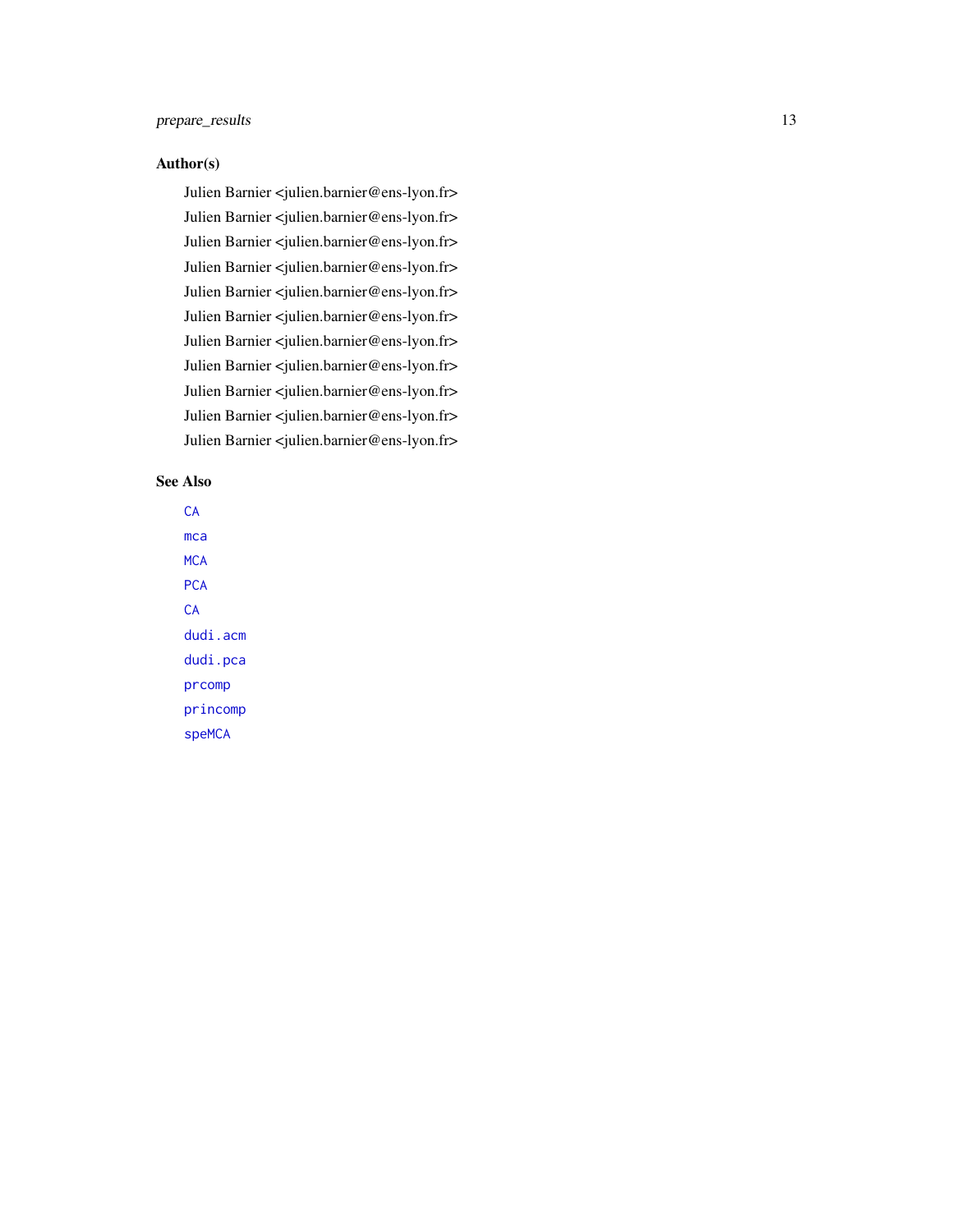## Author(s)

Julien Barnier <julien.barnier@ens-lyon.fr>

Julien Barnier <julien.barnier@ens-lyon.fr>

Julien Barnier <julien.barnier@ens-lyon.fr>

Julien Barnier <julien.barnier@ens-lyon.fr>

Julien Barnier <julien.barnier@ens-lyon.fr>

Julien Barnier <julien.barnier@ens-lyon.fr>

Julien Barnier <julien.barnier@ens-lyon.fr>

Julien Barnier <julien.barnier@ens-lyon.fr>

Julien Barnier <julien.barnier@ens-lyon.fr>

Julien Barnier <julien.barnier@ens-lyon.fr>

Julien Barnier <julien.barnier@ens-lyon.fr>

## See Also

`CA`

`mca`

`MCA`

`PCA`

`CA`

`dudi.acm`

`dudi.pca`

`prcomp`

`princomp`

`speMCA`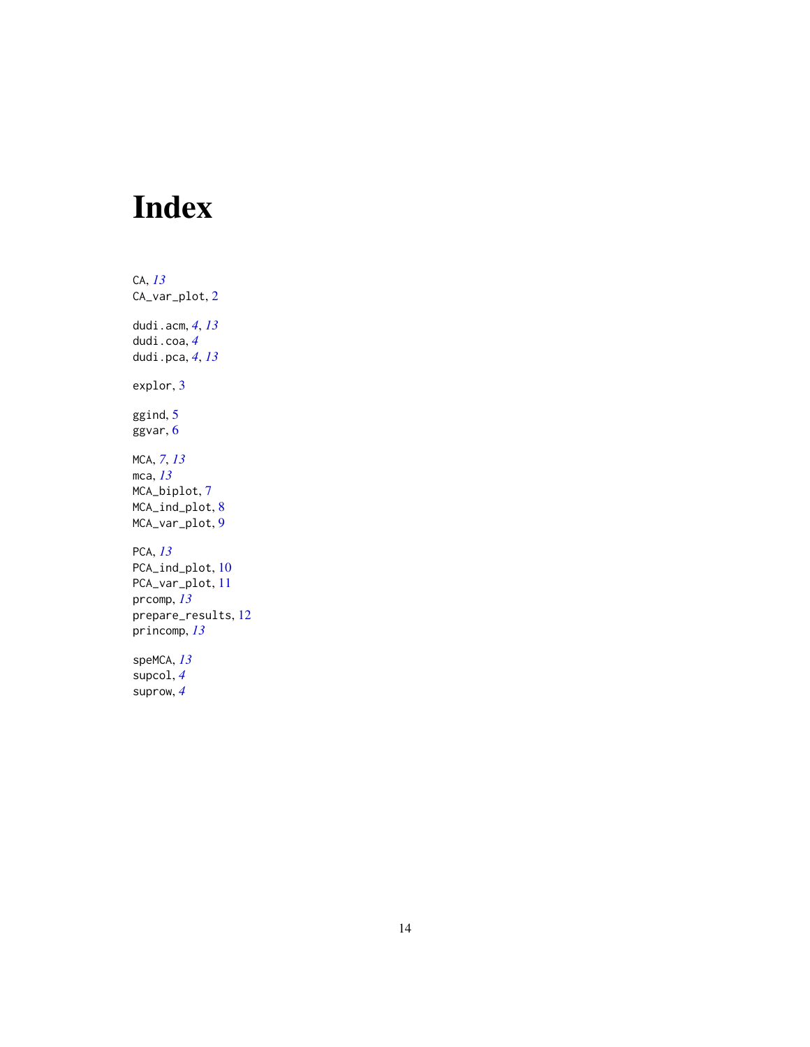# Index

CA, *13*
CA_var_plot, 2

dudi.acm, *4*, *13*
dudi.coa, *4*
dudi.pca, *4*, *13*

explor, 3

ggind, 5
ggvar, 6

MCA, *7*, *13*
mca, *13*
MCA_biplot, 7
MCA_ind_plot, 8
MCA_var_plot, 9

PCA, *13*
PCA_ind_plot, 10
PCA_var_plot, 11
prcomp, *13*
prepare_results, 12
princomp, *13*

speMCA, *13*
supcol, *4*
suprow, *4*